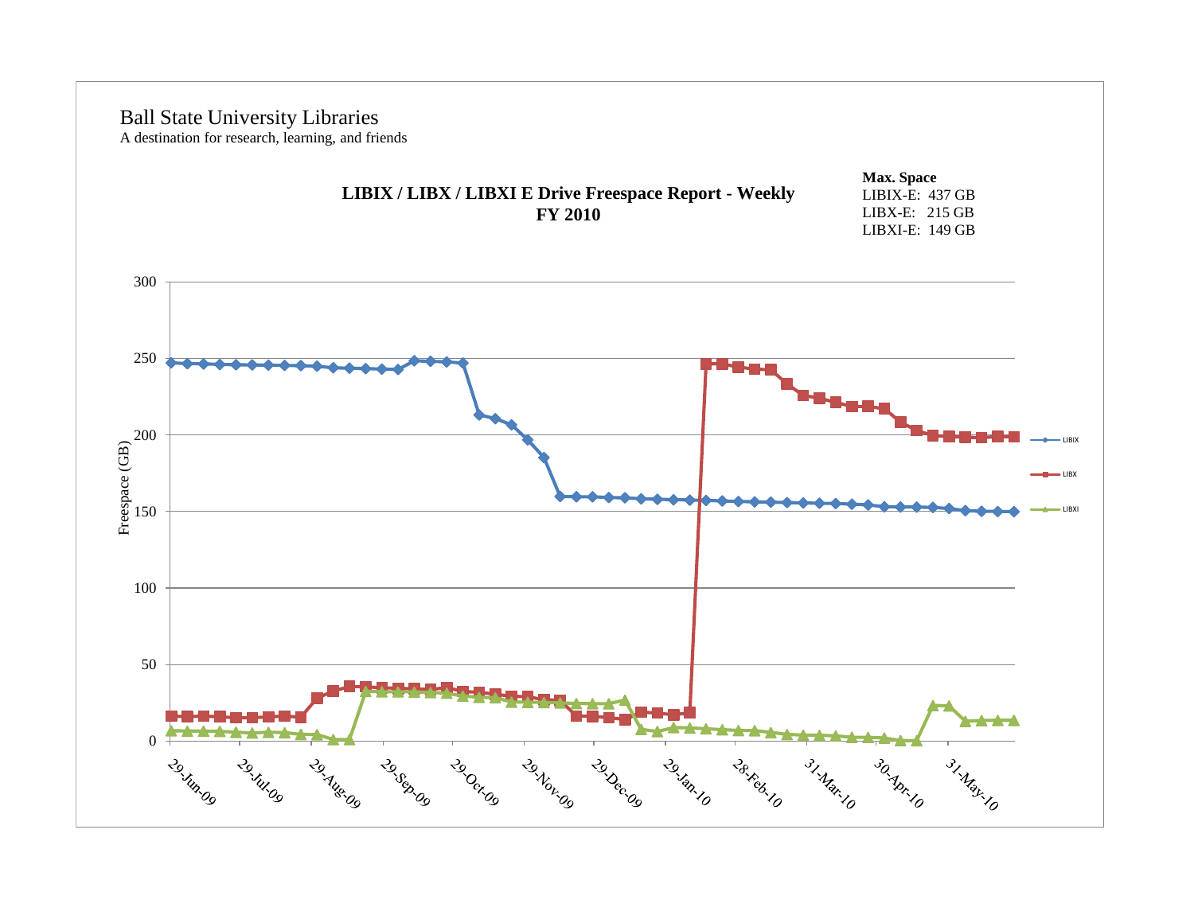Ball State University Libraries

A destination for research, learning, and friends

**LIBIX / LIBX / LIBXI E Drive Freespace Report - Weekly**
**FY 2010**

**Max. Space**
LIBIX-E: 437 GB
LIBX-E: 215 GB
LIBXI-E: 149 GB

Freespace (GB)

300
250
200
150
100
50
0

29-Jun-09 | 29-Jul-09 | 29-Aug-09 | 29-Sep-09 | 29-Oct-09 | 29-Nov-09 | 29-Dec-09 | 29-Jan-10 | 28-Feb-10 | 31-Mar-10 | 30-Apr-10 | 31-May-10

LIBIX
LIBX
LIBXI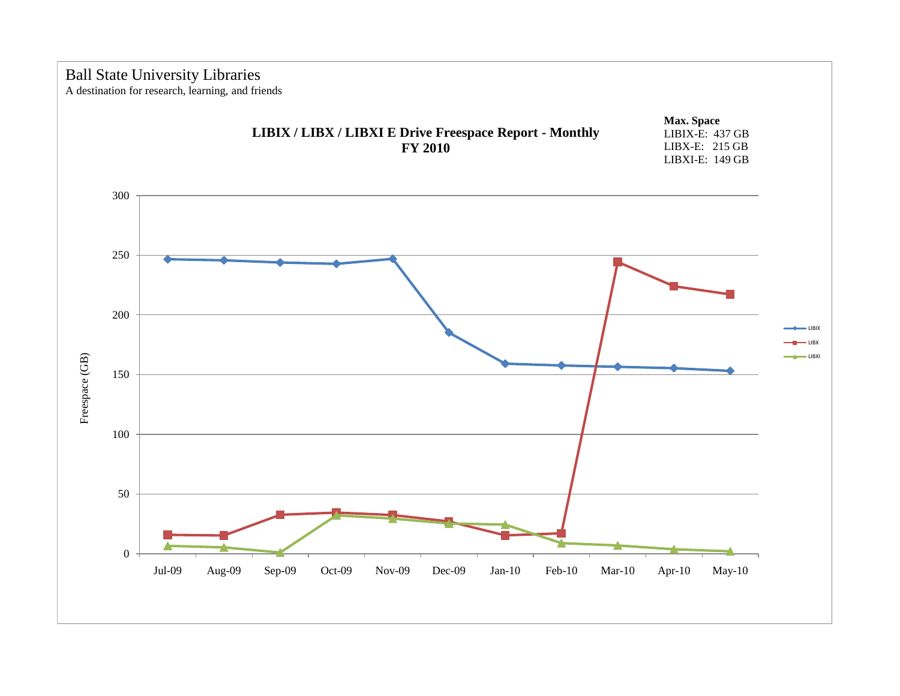Ball State University Libraries

A destination for research, learning, and friends

**LIBIX / LIBX / LIBXI E Drive Freespace Report - Monthly**
**FY 2010**

**Max. Space**
LIBIX-E: 437 GB
LIBX-E: 215 GB
LIBXI-E: 149 GB

Freespace (GB)

300
250
200
150
100
50
0

Jul-09 Aug-09 Sep-09 Oct-09 Nov-09 Dec-09 Jan-10 Feb-10 Mar-10 Apr-10 May-10

LIBIX
LIBX
LIBXI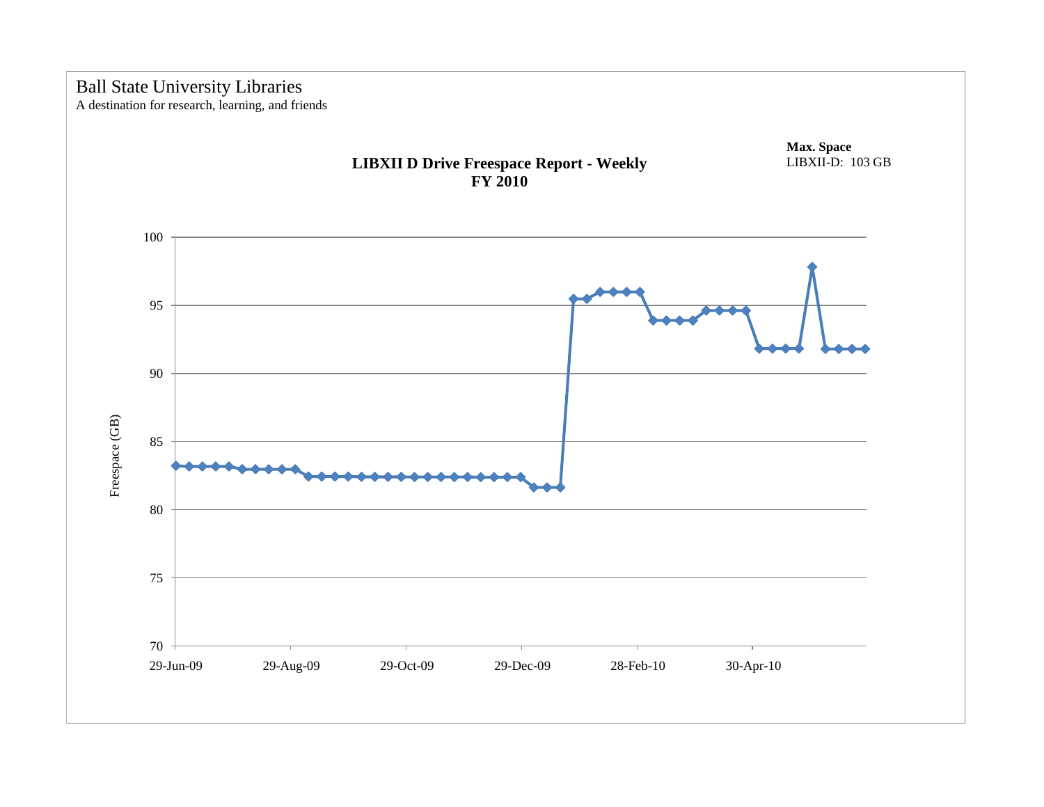Ball State University Libraries

A destination for research, learning, and friends

**Max. Space**
LIBXII-D: 103 GB

## LIBXII D Drive Freespace Report - Weekly
## FY 2010

Freespace (GB)

100
95
90
85
80
75
70

29-Jun-09 29-Aug-09 29-Oct-09 29-Dec-09 28-Feb-10 30-Apr-10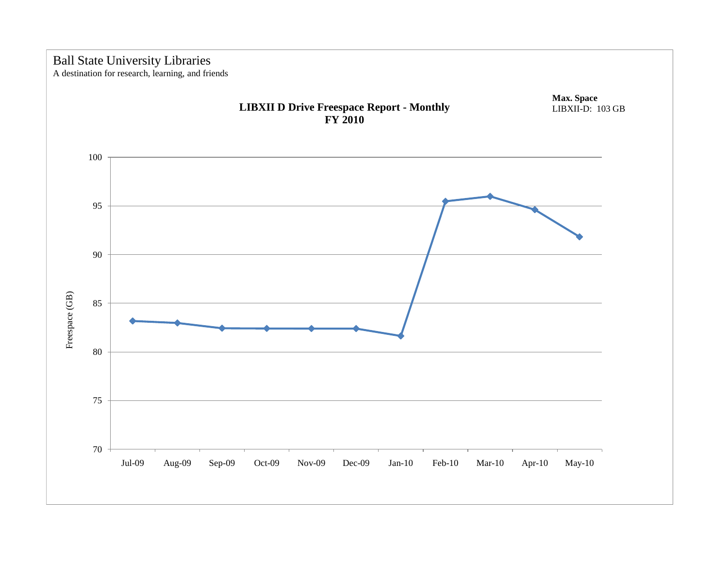Ball State University Libraries
A destination for research, learning, and friends

**LIBXII D Drive Freespace Report - Monthly**
**FY 2010**

**Max. Space**
LIBXII-D: 103 GB

Freespace (GB)

100
95
90
85
80
75
70

Jul-09 Aug-09 Sep-09 Oct-09 Nov-09 Dec-09 Jan-10 Feb-10 Mar-10 Apr-10 May-10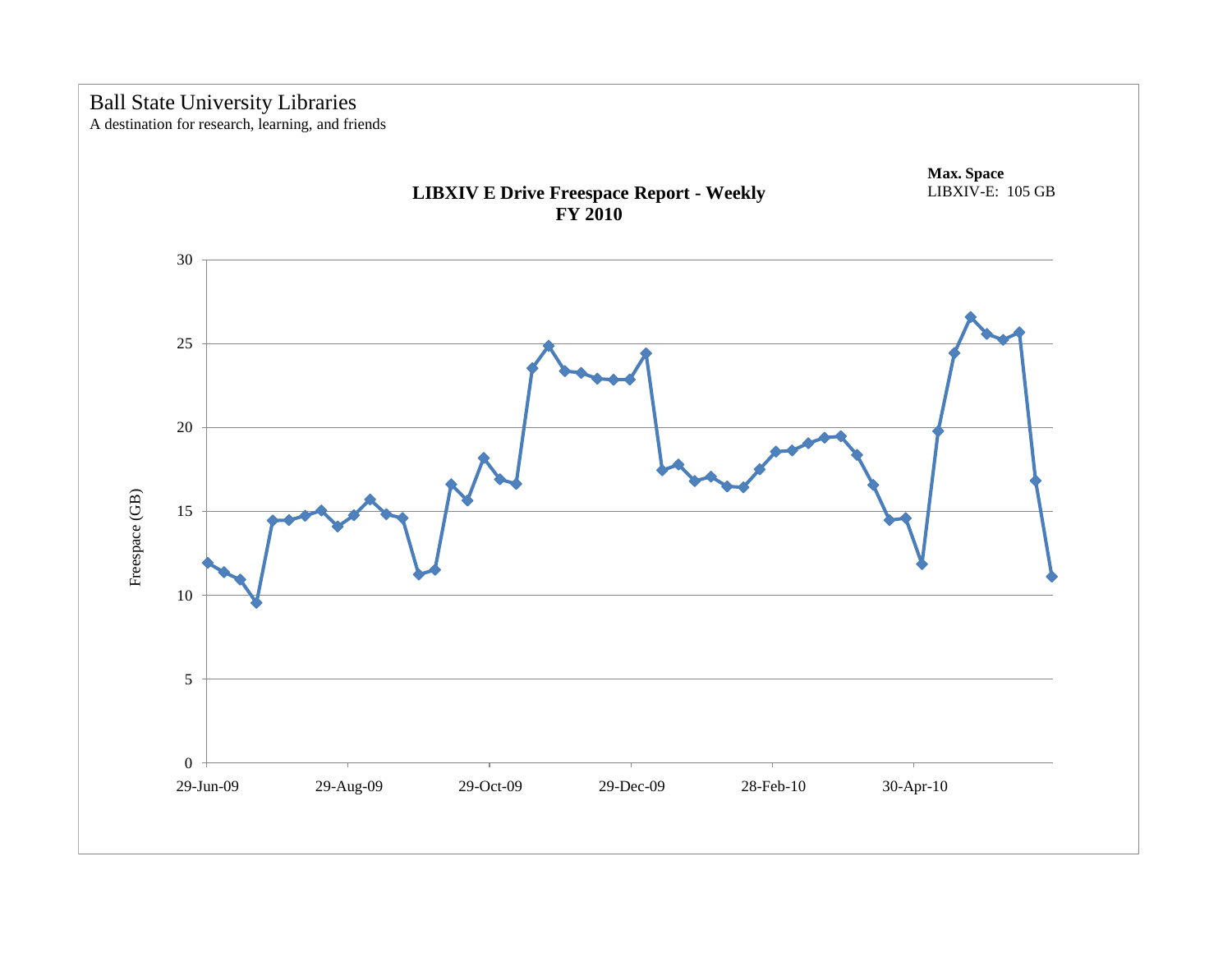Ball State University Libraries

A destination for research, learning, and friends

**Max. Space**
LIBXIV-E: 105 GB

**LIBXIV E Drive Freespace Report - Weekly**
**FY 2010**

Freespace (GB)

30
25
20
15
10
5
0

29-Jun-09 29-Aug-09 29-Oct-09 29-Dec-09 28-Feb-10 30-Apr-10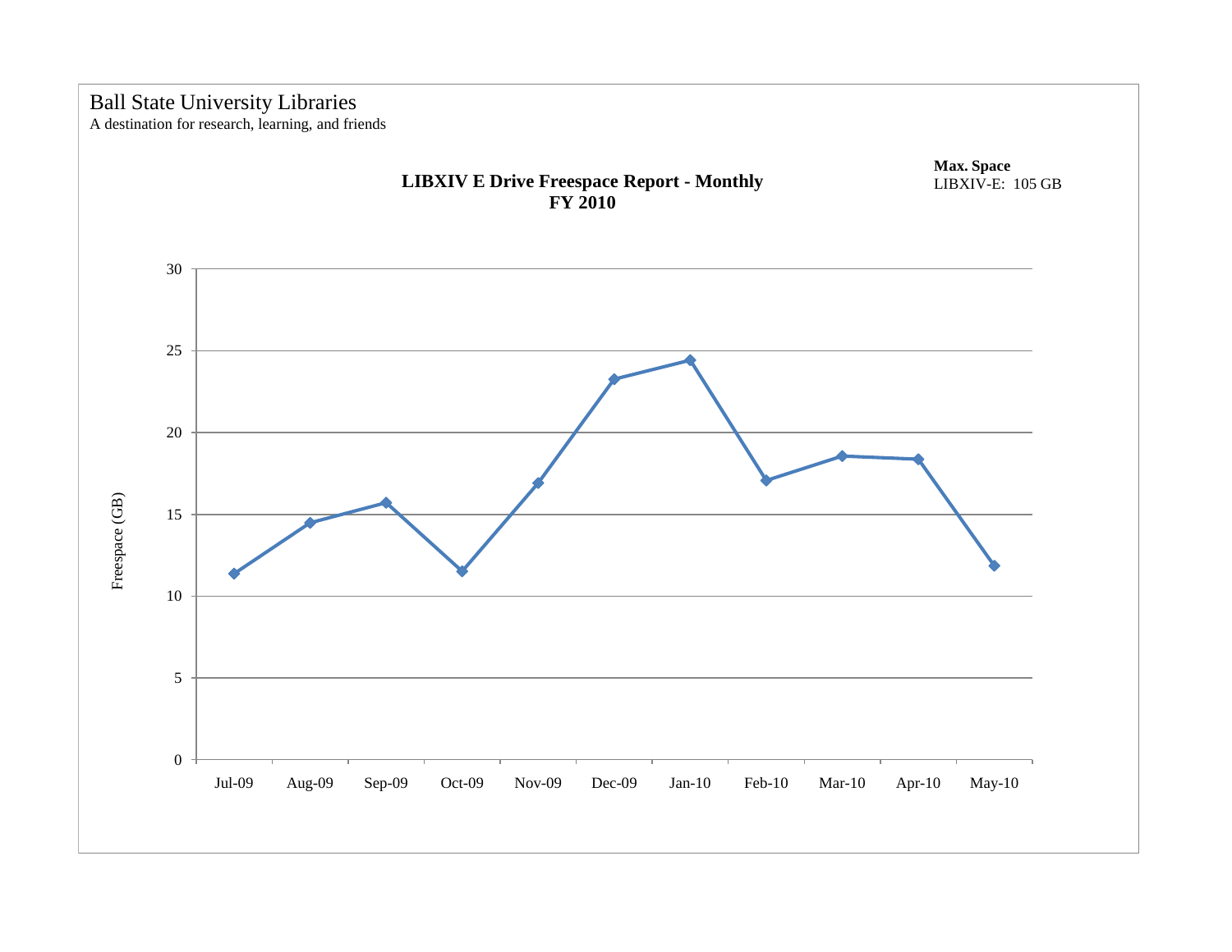Ball State University Libraries

A destination for research, learning, and friends

**Max. Space**
LIBXIV-E: 105 GB

**LIBXIV E Drive Freespace Report - Monthly**
**FY 2010**

Freespace (GB)

30
25
20
15
10
5
0

Jul-09 Aug-09 Sep-09 Oct-09 Nov-09 Dec-09 Jan-10 Feb-10 Mar-10 Apr-10 May-10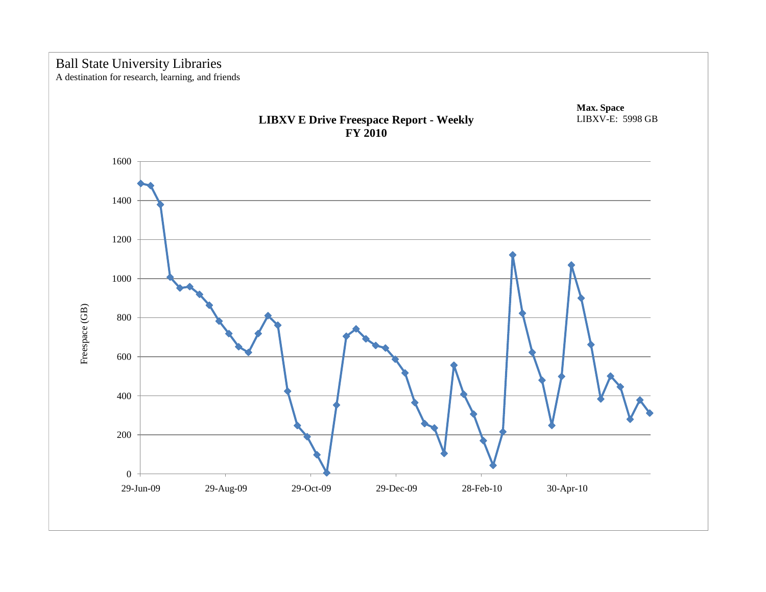Ball State University Libraries
A destination for research, learning, and friends

**LIBXV E Drive Freespace Report - Weekly**
**FY 2010**

**Max. Space**
LIBXV-E: 5998 GB

Freespace (GB)

1600
1400
1200
1000
800
600
400
200
0

29-Jun-09 29-Aug-09 29-Oct-09 29-Dec-09 28-Feb-10 30-Apr-10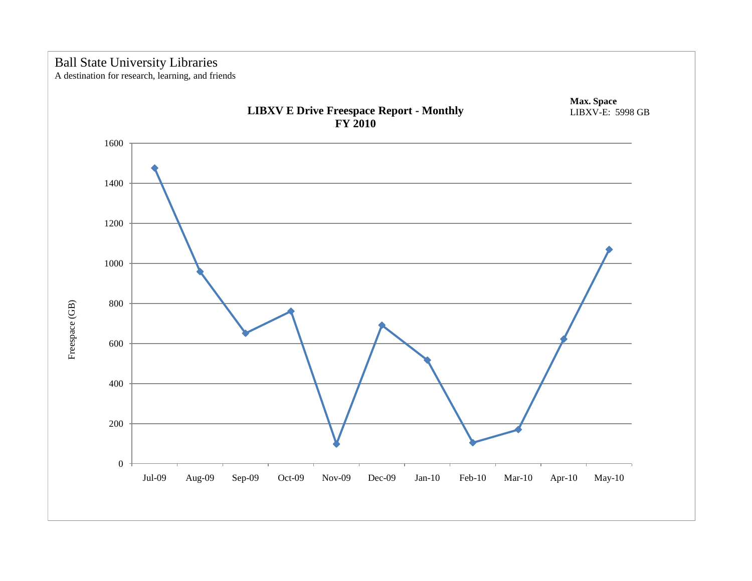Ball State University Libraries

A destination for research, learning, and friends

**LIBXV E Drive Freespace Report - Monthly**
**FY 2010**

**Max. Space**
LIBXV-E: 5998 GB

Freespace (GB)

1600
1400
1200
1000
800
600
400
200
0

Jul-09 Aug-09 Sep-09 Oct-09 Nov-09 Dec-09 Jan-10 Feb-10 Mar-10 Apr-10 May-10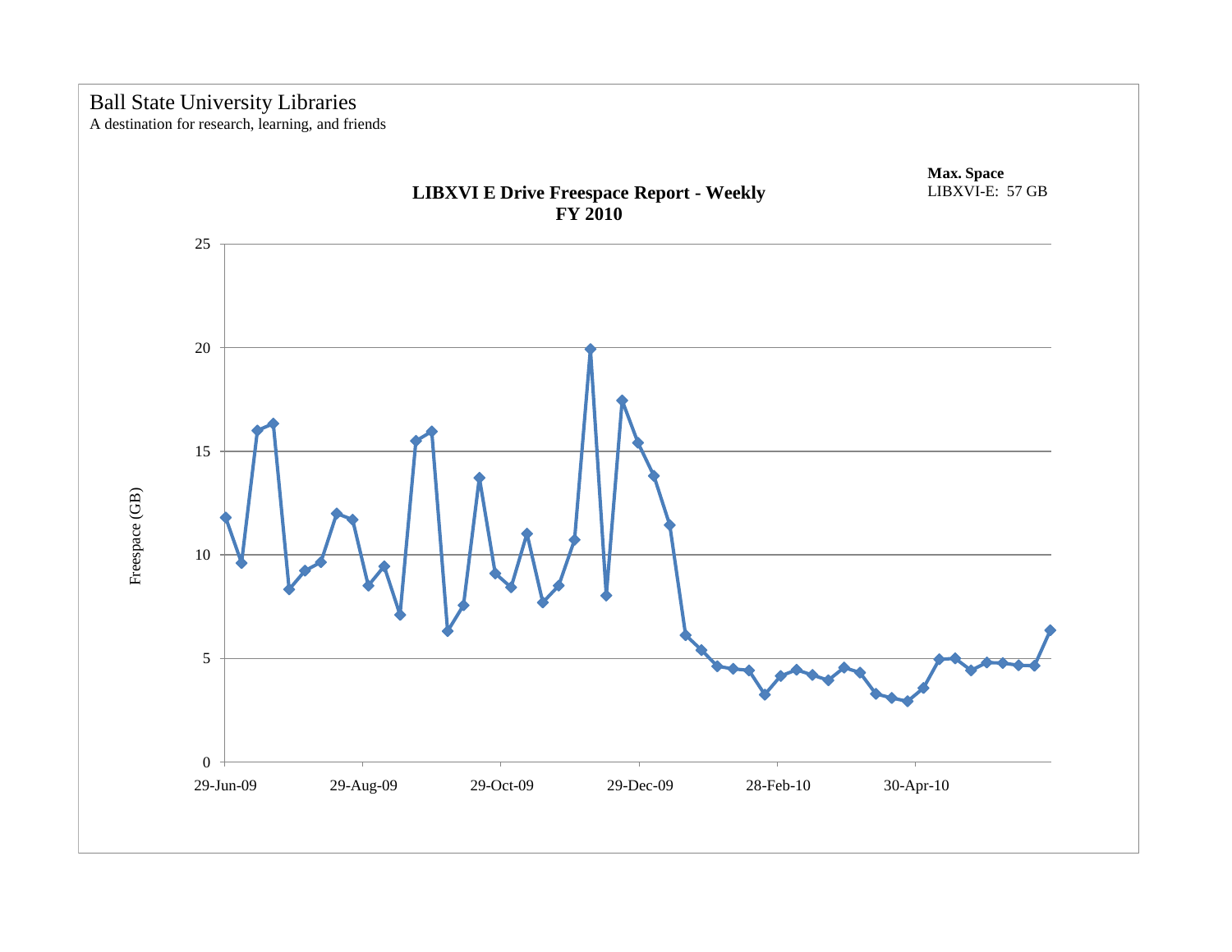Ball State University Libraries

A destination for research, learning, and friends

**LIBXVI E Drive Freespace Report - Weekly**
**FY 2010**

**Max. Space**
LIBXVI-E: 57 GB

Freespace (GB)

25
20
15
10
5
0

29-Jun-09 29-Aug-09 29-Oct-09 29-Dec-09 28-Feb-10 30-Apr-10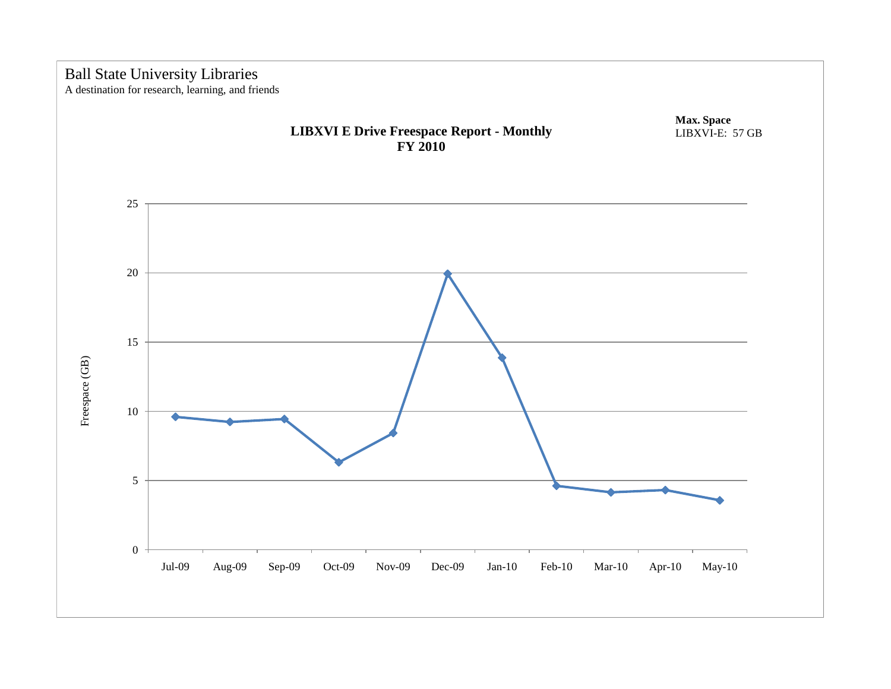Ball State University Libraries
A destination for research, learning, and friends

**LIBXVI E Drive Freespace Report - Monthly**
**FY 2010**

**Max. Space**
LIBXVI-E: 57 GB

Freespace (GB)

25
20
15
10
5
0

Jul-09 Aug-09 Sep-09 Oct-09 Nov-09 Dec-09 Jan-10 Feb-10 Mar-10 Apr-10 May-10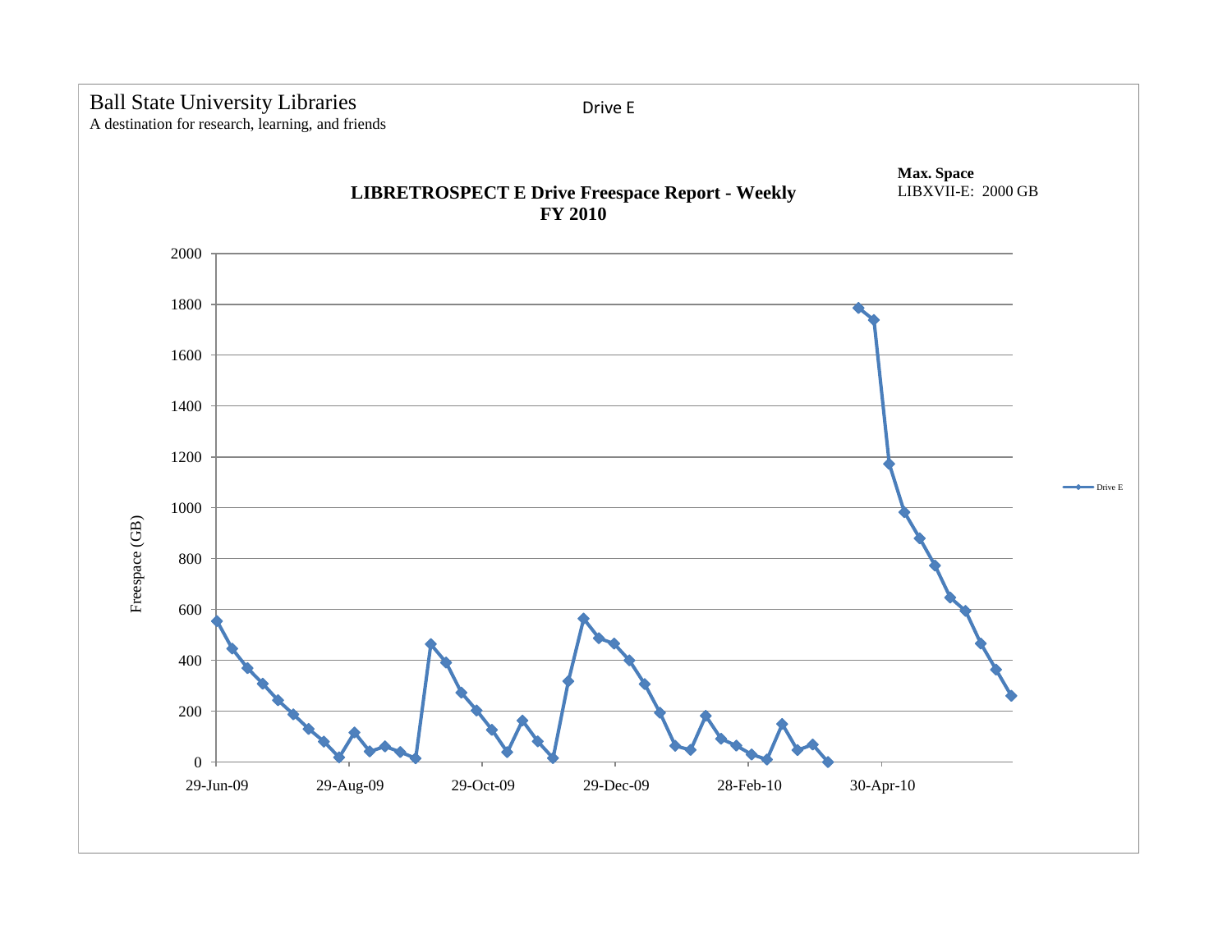Ball State University Libraries

A destination for research, learning, and friends

Drive E

**Max. Space**

LIBXVII-E: 2000 GB

**LIBRETROSPECT E Drive Freespace Report - Weekly**
**FY 2010**

Freespace (GB)

2000
1800
1600
1400
1200
1000
800
600
400
200
0

29-Jun-09 | 29-Aug-09 | 29-Oct-09 | 29-Dec-09 | 28-Feb-10 | 30-Apr-10

Drive E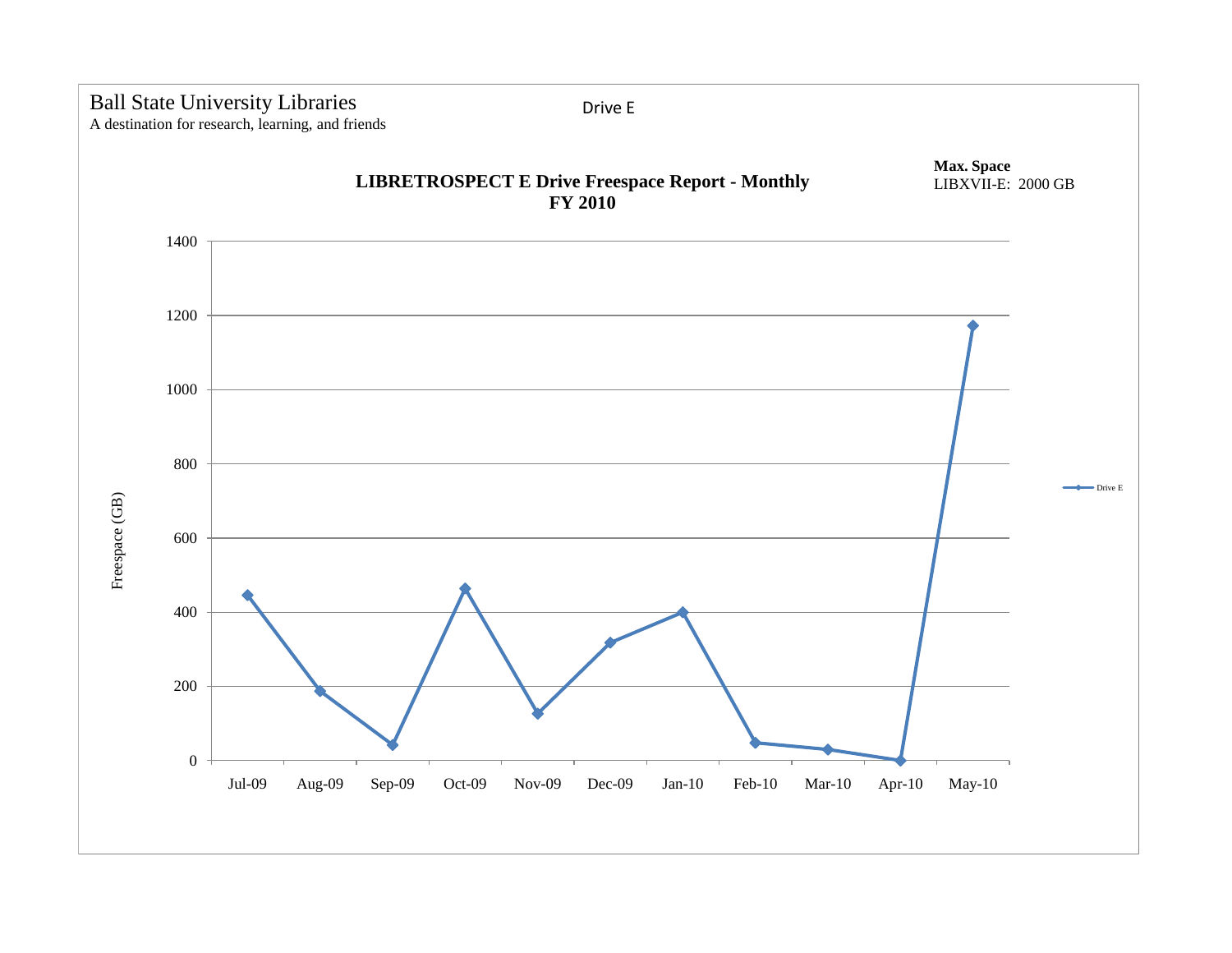Ball State University Libraries
A destination for research, learning, and friends

Drive E

**Max. Space**
LIBXVII-E: 2000 GB

**LIBRETROSPECT E Drive Freespace Report - Monthly**
**FY 2010**

Freespace (GB)

1400
1200
1000
800
600
400
200
0

Jul-09 Aug-09 Sep-09 Oct-09 Nov-09 Dec-09 Jan-10 Feb-10 Mar-10 Apr-10 May-10

Drive E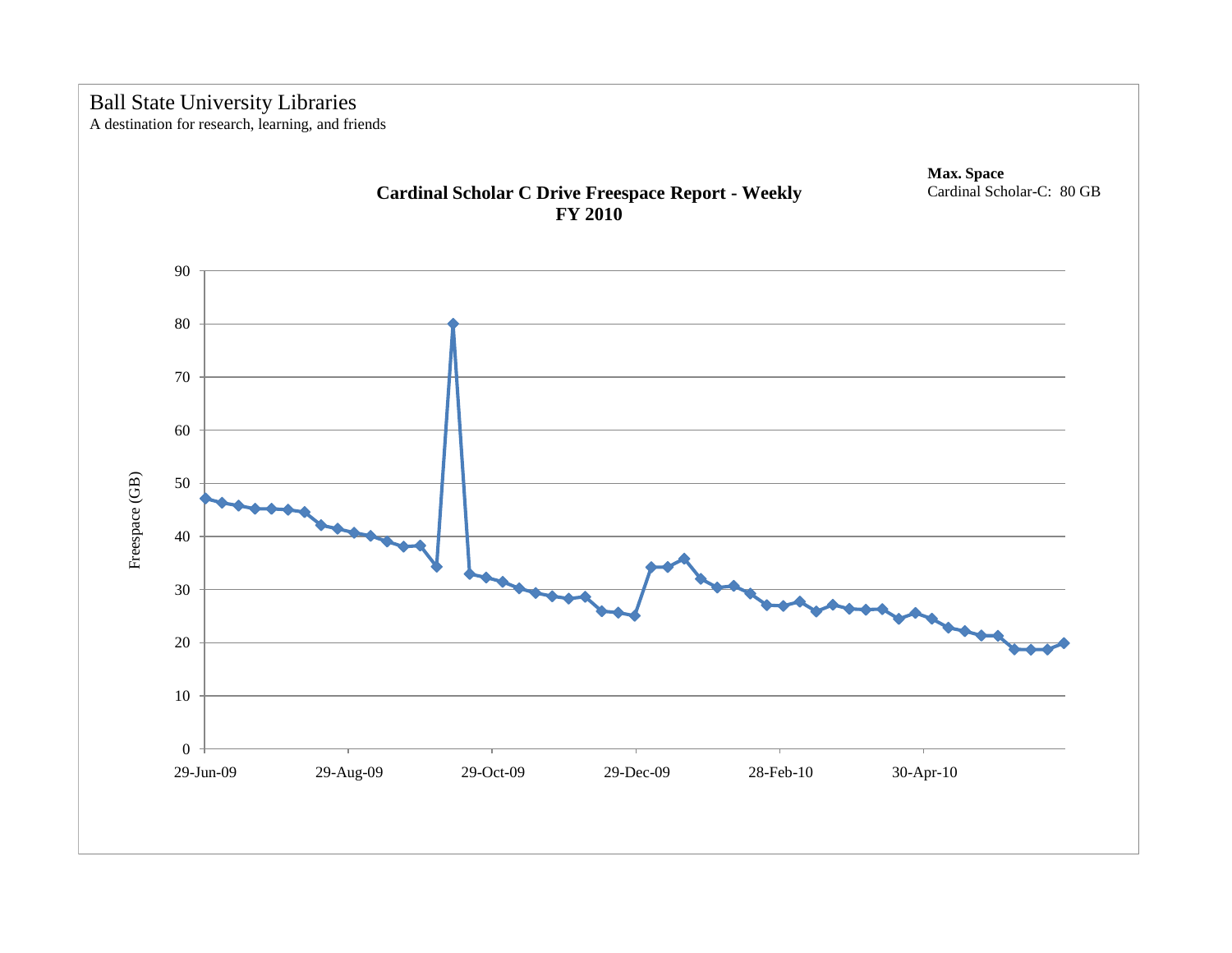Ball State University Libraries

A destination for research, learning, and friends

**Max. Space**

Cardinal Scholar-C: 80 GB

**Cardinal Scholar C Drive Freespace Report - Weekly**
**FY 2010**

Freespace (GB)

90
80
70
60
50
40
30
20
10
0

29-Jun-09 29-Aug-09 29-Oct-09 29-Dec-09 28-Feb-10 30-Apr-10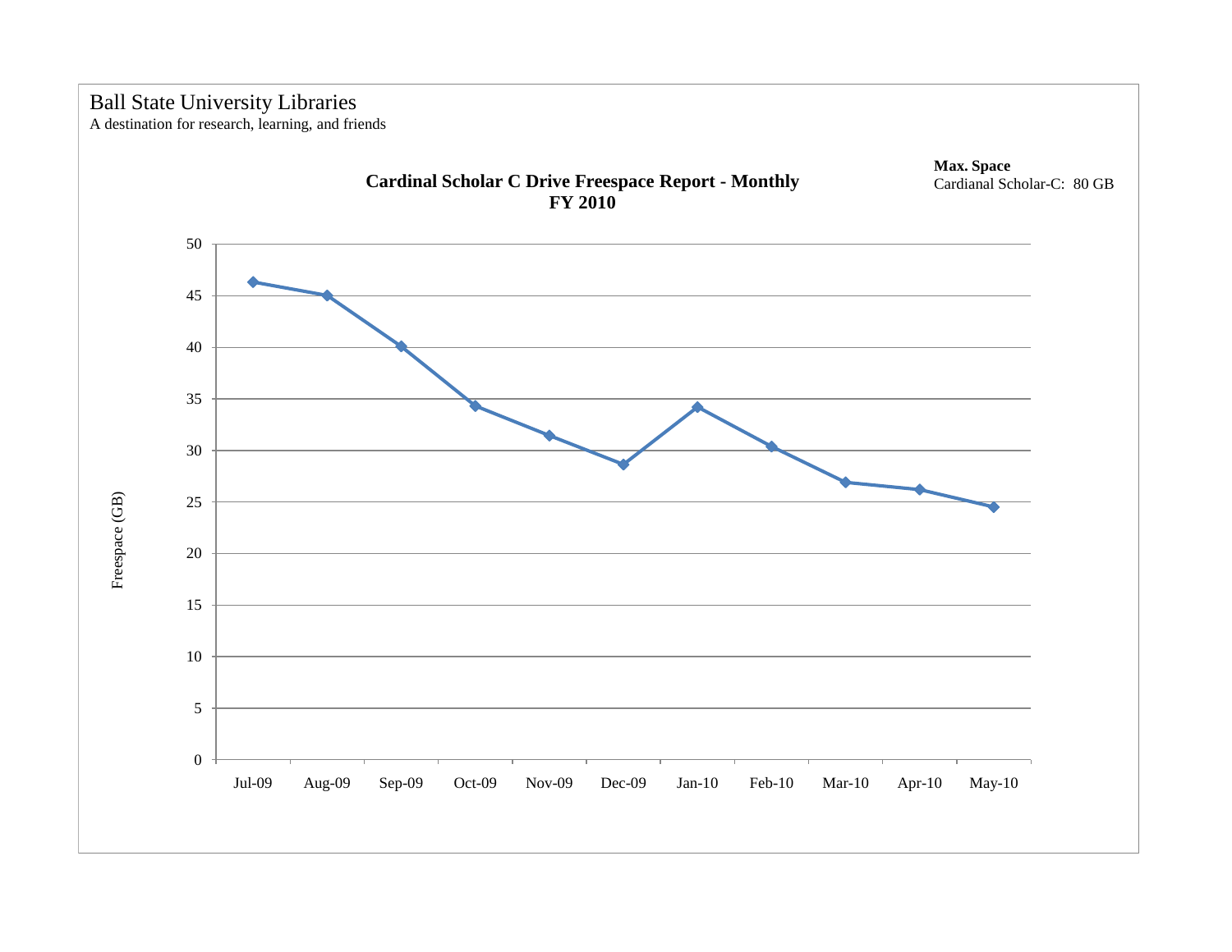Ball State University Libraries
A destination for research, learning, and friends

**Max. Space**
Cardianal Scholar-C: 80 GB

**Cardinal Scholar C Drive Freespace Report - Monthly**
**FY 2010**

Freespace (GB)

50
45
40
35
30
25
20
15
10
5
0

Jul-09 Aug-09 Sep-09 Oct-09 Nov-09 Dec-09 Jan-10 Feb-10 Mar-10 Apr-10 May-10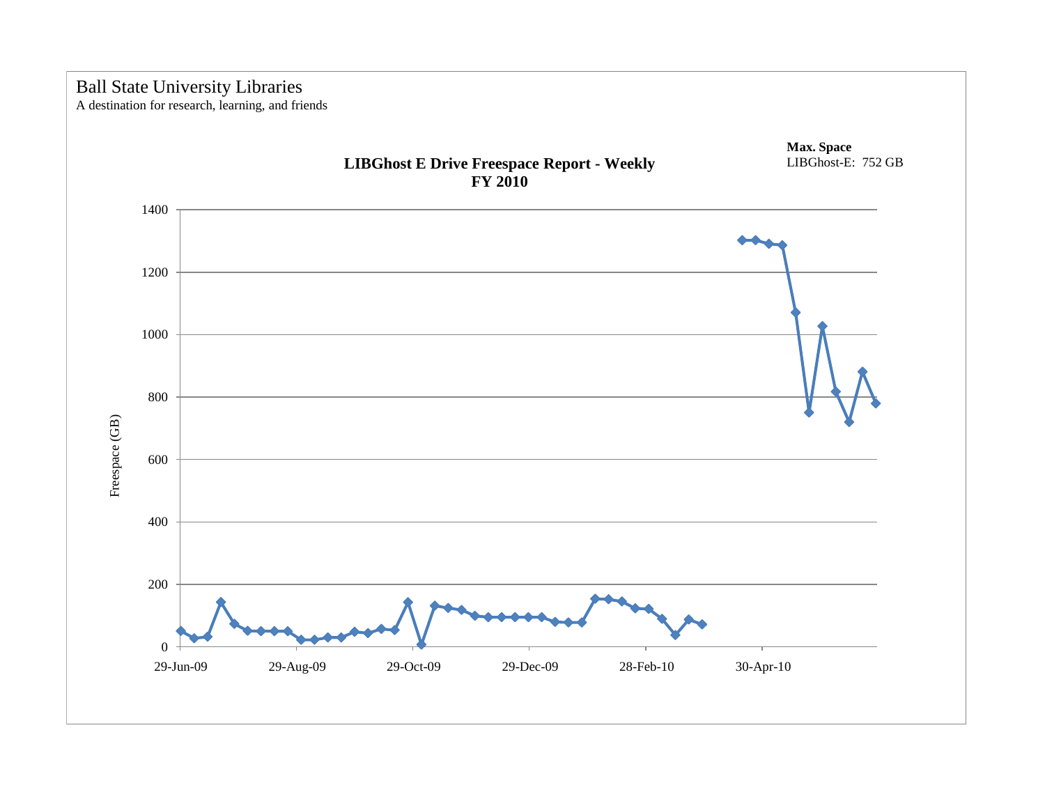Ball State University Libraries

A destination for research, learning, and friends

**Max. Space**
LIBGhost-E: 752 GB

**LIBGhost E Drive Freespace Report - Weekly**
**FY 2010**

Freespace (GB)

1400
1200
1000
800
600
400
200
0

29-Jun-09 29-Aug-09 29-Oct-09 29-Dec-09 28-Feb-10 30-Apr-10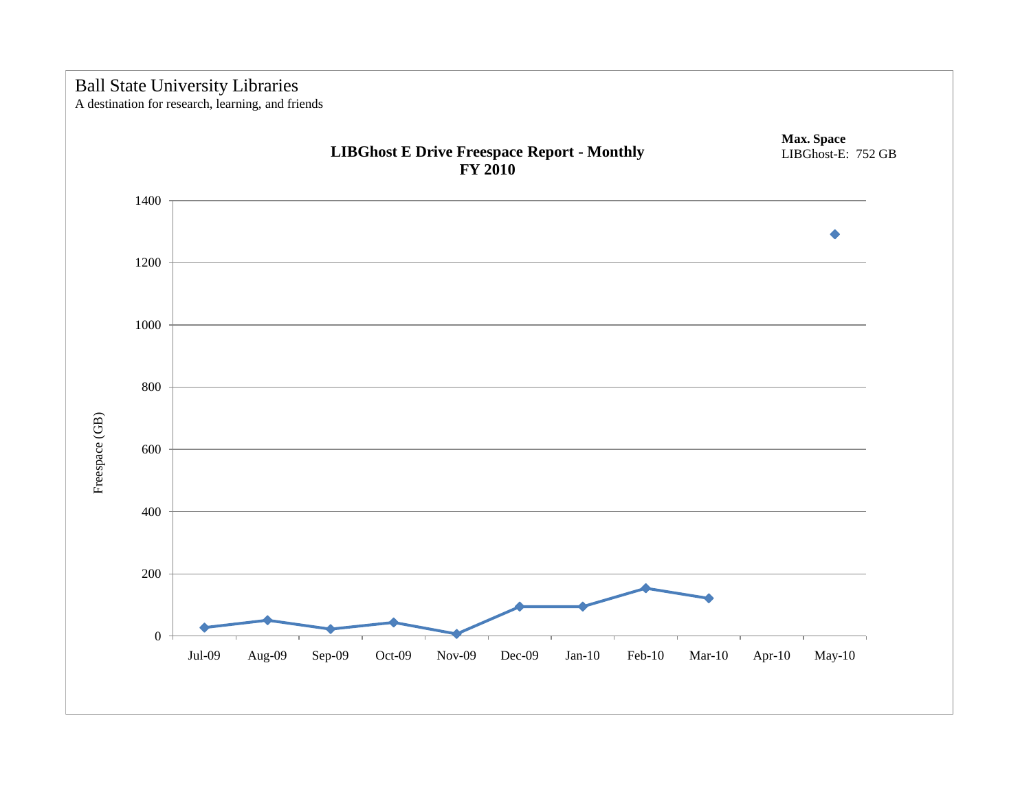Ball State University Libraries

A destination for research, learning, and friends

**LIBGhost E Drive Freespace Report - Monthly**
**FY 2010**

**Max. Space**
LIBGhost-E: 752 GB

Freespace (GB)

1400
1200
1000
800
600
400
200
0

Jul-09
Aug-09
Sep-09
Oct-09
Nov-09
Dec-09
Jan-10
Feb-10
Mar-10
Apr-10
May-10